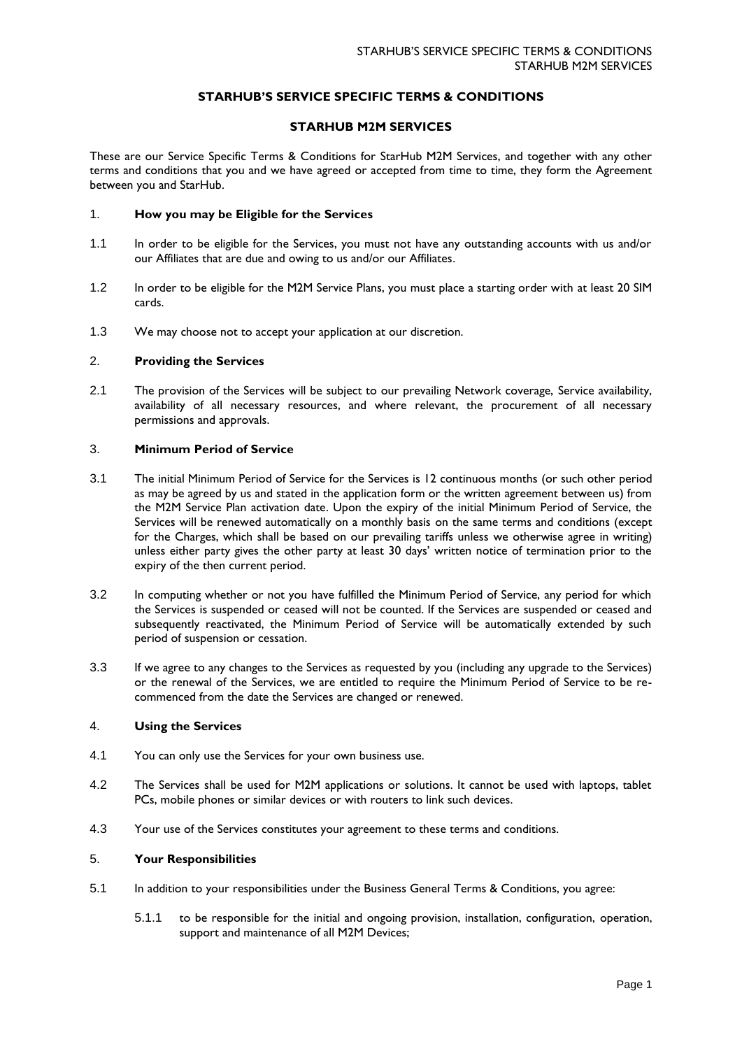# STARHUB'S SERVICE SPECIFIC TERMS & CONDITIONS

## STARHUB M2M SERVICES

These are our Service Specific Terms & Conditions for StarHub M2M Services, and together with any other terms and conditions that you and we have agreed or accepted from time to time, they form the Agreement between you and StarHub.

1. **How you may be Eligible for the Services**

1.1 In order to be eligible for the Services, you must not have any outstanding accounts with us and/or our Affiliates that are due and owing to us and/or our Affiliates.

1.2 In order to be eligible for the M2M Service Plans, you must place a starting order with at least 20 SIM cards.

1.3 We may choose not to accept your application at our discretion.

2. **Providing the Services**

2.1 The provision of the Services will be subject to our prevailing Network coverage, Service availability, availability of all necessary resources, and where relevant, the procurement of all necessary permissions and approvals.

3. **Minimum Period of Service**

3.1 The initial Minimum Period of Service for the Services is 12 continuous months (or such other period as may be agreed by us and stated in the application form or the written agreement between us) from the M2M Service Plan activation date. Upon the expiry of the initial Minimum Period of Service, the Services will be renewed automatically on a monthly basis on the same terms and conditions (except for the Charges, which shall be based on our prevailing tariffs unless we otherwise agree in writing) unless either party gives the other party at least 30 days' written notice of termination prior to the expiry of the then current period.

3.2 In computing whether or not you have fulfilled the Minimum Period of Service, any period for which the Services is suspended or ceased will not be counted. If the Services are suspended or ceased and subsequently reactivated, the Minimum Period of Service will be automatically extended by such period of suspension or cessation.

3.3 If we agree to any changes to the Services as requested by you (including any upgrade to the Services) or the renewal of the Services, we are entitled to require the Minimum Period of Service to be re-commenced from the date the Services are changed or renewed.

4. **Using the Services**

4.1 You can only use the Services for your own business use.

4.2 The Services shall be used for M2M applications or solutions. It cannot be used with laptops, tablet PCs, mobile phones or similar devices or with routers to link such devices.

4.3 Your use of the Services constitutes your agreement to these terms and conditions.

5. **Your Responsibilities**

5.1 In addition to your responsibilities under the Business General Terms & Conditions, you agree:

5.1.1 to be responsible for the initial and ongoing provision, installation, configuration, operation, support and maintenance of all M2M Devices;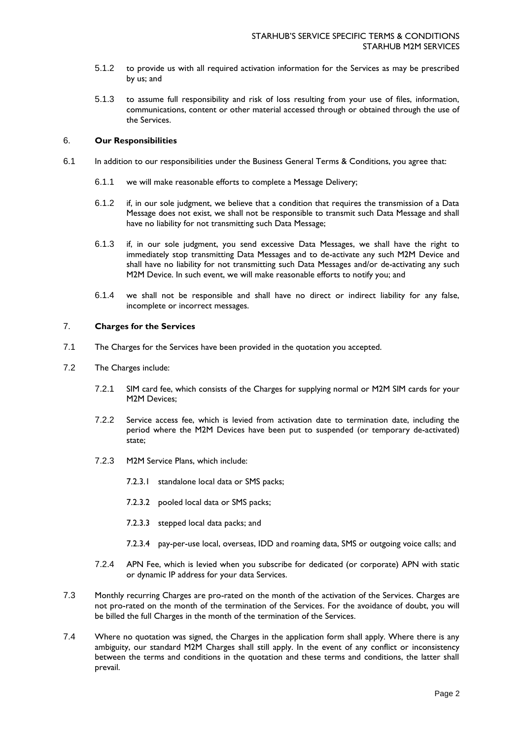5.1.2 to provide us with all required activation information for the Services as may be prescribed by us; and

5.1.3 to assume full responsibility and risk of loss resulting from your use of files, information, communications, content or other material accessed through or obtained through the use of the Services.

## 6. **Our Responsibilities**

6.1 In addition to our responsibilities under the Business General Terms & Conditions, you agree that:

6.1.1 we will make reasonable efforts to complete a Message Delivery;

6.1.2 if, in our sole judgment, we believe that a condition that requires the transmission of a Data Message does not exist, we shall not be responsible to transmit such Data Message and shall have no liability for not transmitting such Data Message;

6.1.3 if, in our sole judgment, you send excessive Data Messages, we shall have the right to immediately stop transmitting Data Messages and to de-activate any such M2M Device and shall have no liability for not transmitting such Data Messages and/or de-activating any such M2M Device. In such event, we will make reasonable efforts to notify you; and

6.1.4 we shall not be responsible and shall have no direct or indirect liability for any false, incomplete or incorrect messages.

## 7. **Charges for the Services**

7.1 The Charges for the Services have been provided in the quotation you accepted.

7.2 The Charges include:

7.2.1 SIM card fee, which consists of the Charges for supplying normal or M2M SIM cards for your M2M Devices;

7.2.2 Service access fee, which is levied from activation date to termination date, including the period where the M2M Devices have been put to suspended (or temporary de-activated) state;

7.2.3 M2M Service Plans, which include:

7.2.3.1 standalone local data or SMS packs;

7.2.3.2 pooled local data or SMS packs;

7.2.3.3 stepped local data packs; and

7.2.3.4 pay-per-use local, overseas, IDD and roaming data, SMS or outgoing voice calls; and

7.2.4 APN Fee, which is levied when you subscribe for dedicated (or corporate) APN with static or dynamic IP address for your data Services.

7.3 Monthly recurring Charges are pro-rated on the month of the activation of the Services. Charges are not pro-rated on the month of the termination of the Services. For the avoidance of doubt, you will be billed the full Charges in the month of the termination of the Services.

7.4 Where no quotation was signed, the Charges in the application form shall apply. Where there is any ambiguity, our standard M2M Charges shall still apply. In the event of any conflict or inconsistency between the terms and conditions in the quotation and these terms and conditions, the latter shall prevail.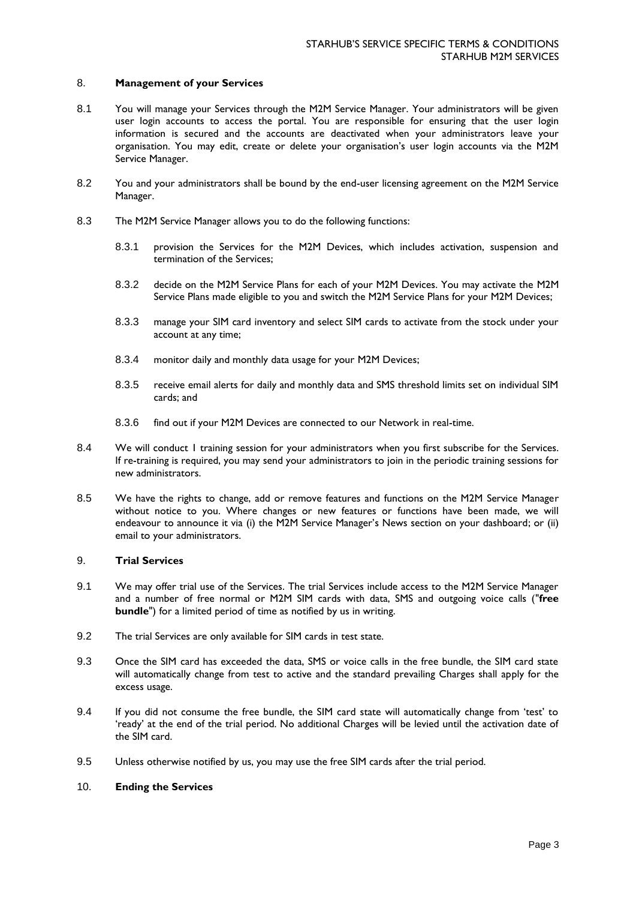## 8. **Management of your Services**

8.1 You will manage your Services through the M2M Service Manager. Your administrators will be given user login accounts to access the portal. You are responsible for ensuring that the user login information is secured and the accounts are deactivated when your administrators leave your organisation. You may edit, create or delete your organisation's user login accounts via the M2M Service Manager.

8.2 You and your administrators shall be bound by the end-user licensing agreement on the M2M Service Manager.

8.3 The M2M Service Manager allows you to do the following functions:

8.3.1 provision the Services for the M2M Devices, which includes activation, suspension and termination of the Services;

8.3.2 decide on the M2M Service Plans for each of your M2M Devices. You may activate the M2M Service Plans made eligible to you and switch the M2M Service Plans for your M2M Devices;

8.3.3 manage your SIM card inventory and select SIM cards to activate from the stock under your account at any time;

8.3.4 monitor daily and monthly data usage for your M2M Devices;

8.3.5 receive email alerts for daily and monthly data and SMS threshold limits set on individual SIM cards; and

8.3.6 find out if your M2M Devices are connected to our Network in real-time.

8.4 We will conduct 1 training session for your administrators when you first subscribe for the Services. If re-training is required, you may send your administrators to join in the periodic training sessions for new administrators.

8.5 We have the rights to change, add or remove features and functions on the M2M Service Manager without notice to you. Where changes or new features or functions have been made, we will endeavour to announce it via (i) the M2M Service Manager's News section on your dashboard; or (ii) email to your administrators.

## 9. **Trial Services**

9.1 We may offer trial use of the Services. The trial Services include access to the M2M Service Manager and a number of free normal or M2M SIM cards with data, SMS and outgoing voice calls ("**free bundle**") for a limited period of time as notified by us in writing.

9.2 The trial Services are only available for SIM cards in test state.

9.3 Once the SIM card has exceeded the data, SMS or voice calls in the free bundle, the SIM card state will automatically change from test to active and the standard prevailing Charges shall apply for the excess usage.

9.4 If you did not consume the free bundle, the SIM card state will automatically change from 'test' to 'ready' at the end of the trial period. No additional Charges will be levied until the activation date of the SIM card.

9.5 Unless otherwise notified by us, you may use the free SIM cards after the trial period.

## 10. **Ending the Services**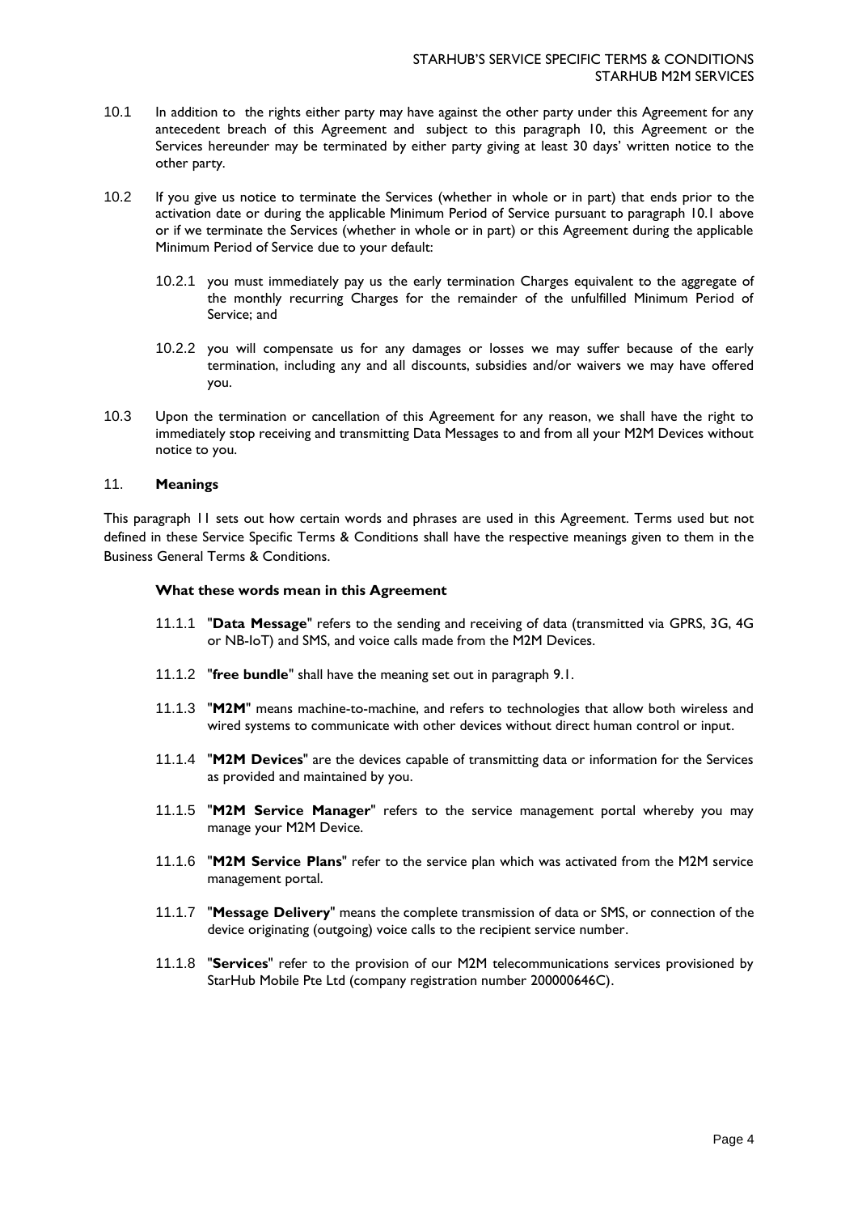10.1 In addition to the rights either party may have against the other party under this Agreement for any antecedent breach of this Agreement and subject to this paragraph 10, this Agreement or the Services hereunder may be terminated by either party giving at least 30 days' written notice to the other party.

10.2 If you give us notice to terminate the Services (whether in whole or in part) that ends prior to the activation date or during the applicable Minimum Period of Service pursuant to paragraph 10.1 above or if we terminate the Services (whether in whole or in part) or this Agreement during the applicable Minimum Period of Service due to your default:

10.2.1 you must immediately pay us the early termination Charges equivalent to the aggregate of the monthly recurring Charges for the remainder of the unfulfilled Minimum Period of Service; and

10.2.2 you will compensate us for any damages or losses we may suffer because of the early termination, including any and all discounts, subsidies and/or waivers we may have offered you.

10.3 Upon the termination or cancellation of this Agreement for any reason, we shall have the right to immediately stop receiving and transmitting Data Messages to and from all your M2M Devices without notice to you.

## 11. **Meanings**

This paragraph 11 sets out how certain words and phrases are used in this Agreement. Terms used but not defined in these Service Specific Terms & Conditions shall have the respective meanings given to them in the Business General Terms & Conditions.

### What these words mean in this Agreement

11.1.1 "**Data Message**" refers to the sending and receiving of data (transmitted via GPRS, 3G, 4G or NB-IoT) and SMS, and voice calls made from the M2M Devices.

11.1.2 "**free bundle**" shall have the meaning set out in paragraph 9.1.

11.1.3 "**M2M**" means machine-to-machine, and refers to technologies that allow both wireless and wired systems to communicate with other devices without direct human control or input.

11.1.4 "**M2M Devices**" are the devices capable of transmitting data or information for the Services as provided and maintained by you.

11.1.5 "**M2M Service Manager**" refers to the service management portal whereby you may manage your M2M Device.

11.1.6 "**M2M Service Plans**" refer to the service plan which was activated from the M2M service management portal.

11.1.7 "**Message Delivery**" means the complete transmission of data or SMS, or connection of the device originating (outgoing) voice calls to the recipient service number.

11.1.8 "**Services**" refer to the provision of our M2M telecommunications services provisioned by StarHub Mobile Pte Ltd (company registration number 200000646C).